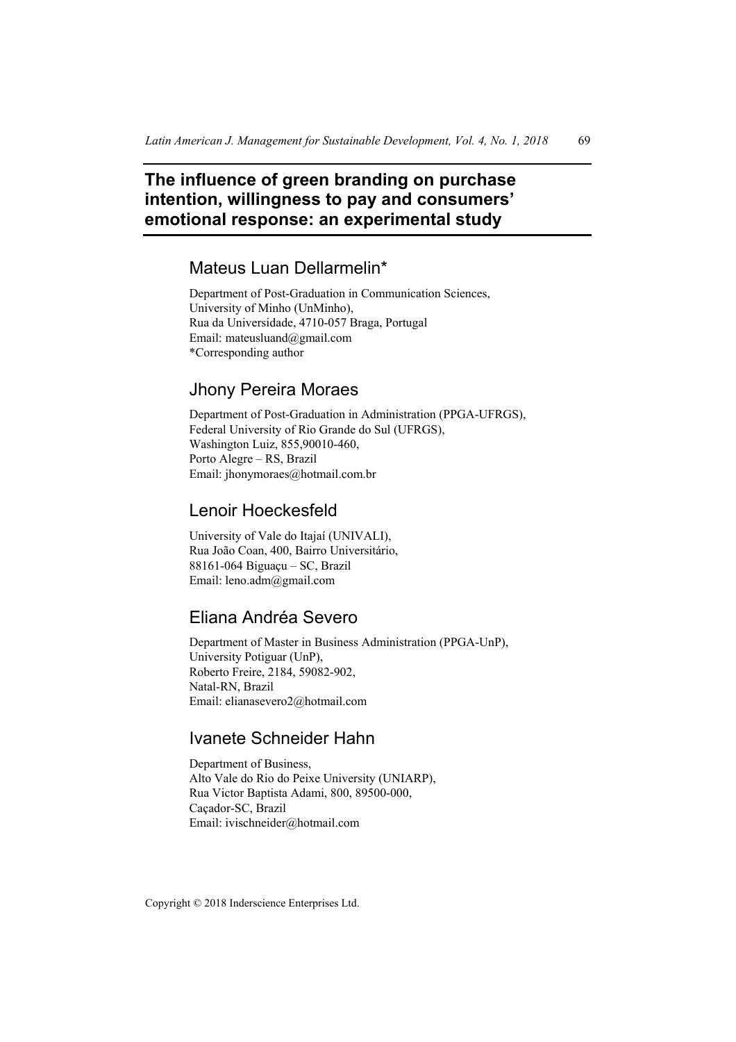# The influence of green branding on purchase intention, willingness to pay and consumers' emotional response: an experimental study

## Mateus Luan Dellarmelin*

Department of Post-Graduation in Communication Sciences,
University of Minho (UnMinho),
Rua da Universidade, 4710-057 Braga, Portugal
Email: mateusluand@gmail.com
*Corresponding author

## Jhony Pereira Moraes

Department of Post-Graduation in Administration (PPGA-UFRGS),
Federal University of Rio Grande do Sul (UFRGS),
Washington Luiz, 855,90010-460,
Porto Alegre – RS, Brazil
Email: jhonymoraes@hotmail.com.br

## Lenoir Hoeckesfeld

University of Vale do Itajaí (UNIVALI),
Rua João Coan, 400, Bairro Universitário,
88161-064 Biguaçu – SC, Brazil
Email: leno.adm@gmail.com

## Eliana Andréa Severo

Department of Master in Business Administration (PPGA-UnP),
University Potiguar (UnP),
Roberto Freire, 2184, 59082-902,
Natal-RN, Brazil
Email: elianasevero2@hotmail.com

## Ivanete Schneider Hahn

Department of Business,
Alto Vale do Rio do Peixe University (UNIARP),
Rua Victor Baptista Adami, 800, 89500-000,
Caçador-SC, Brazil
Email: ivischneider@hotmail.com

Copyright © 2018 Inderscience Enterprises Ltd.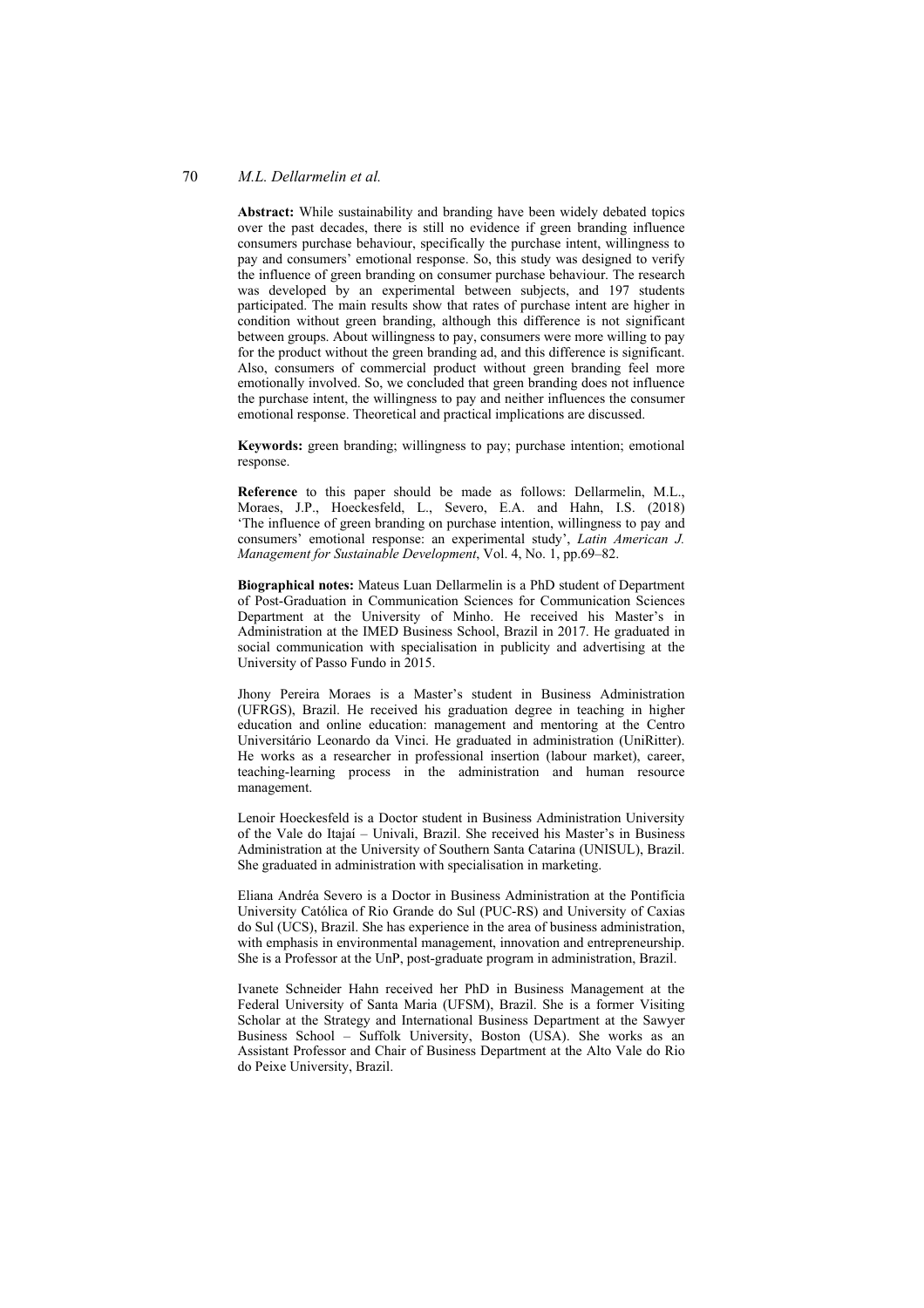**Abstract:** While sustainability and branding have been widely debated topics over the past decades, there is still no evidence if green branding influence consumers purchase behaviour, specifically the purchase intent, willingness to pay and consumers' emotional response. So, this study was designed to verify the influence of green branding on consumer purchase behaviour. The research was developed by an experimental between subjects, and 197 students participated. The main results show that rates of purchase intent are higher in condition without green branding, although this difference is not significant between groups. About willingness to pay, consumers were more willing to pay for the product without the green branding ad, and this difference is significant. Also, consumers of commercial product without green branding feel more emotionally involved. So, we concluded that green branding does not influence the purchase intent, the willingness to pay and neither influences the consumer emotional response. Theoretical and practical implications are discussed.

**Keywords:** green branding; willingness to pay; purchase intention; emotional response.

**Reference** to this paper should be made as follows: Dellarmelin, M.L., Moraes, J.P., Hoeckesfeld, L., Severo, E.A. and Hahn, I.S. (2018) 'The influence of green branding on purchase intention, willingness to pay and consumers' emotional response: an experimental study', *Latin American J. Management for Sustainable Development*, Vol. 4, No. 1, pp.69–82.

**Biographical notes:** Mateus Luan Dellarmelin is a PhD student of Department of Post-Graduation in Communication Sciences for Communication Sciences Department at the University of Minho. He received his Master's in Administration at the IMED Business School, Brazil in 2017. He graduated in social communication with specialisation in publicity and advertising at the University of Passo Fundo in 2015.

Jhony Pereira Moraes is a Master's student in Business Administration (UFRGS), Brazil. He received his graduation degree in teaching in higher education and online education: management and mentoring at the Centro Universitário Leonardo da Vinci. He graduated in administration (UniRitter). He works as a researcher in professional insertion (labour market), career, teaching-learning process in the administration and human resource management.

Lenoir Hoeckesfeld is a Doctor student in Business Administration University of the Vale do Itajaí – Univali, Brazil. She received his Master's in Business Administration at the University of Southern Santa Catarina (UNISUL), Brazil. She graduated in administration with specialisation in marketing.

Eliana Andréa Severo is a Doctor in Business Administration at the Pontifícia University Católica of Rio Grande do Sul (PUC-RS) and University of Caxias do Sul (UCS), Brazil. She has experience in the area of business administration, with emphasis in environmental management, innovation and entrepreneurship. She is a Professor at the UnP, post-graduate program in administration, Brazil.

Ivanete Schneider Hahn received her PhD in Business Management at the Federal University of Santa Maria (UFSM), Brazil. She is a former Visiting Scholar at the Strategy and International Business Department at the Sawyer Business School – Suffolk University, Boston (USA). She works as an Assistant Professor and Chair of Business Department at the Alto Vale do Rio do Peixe University, Brazil.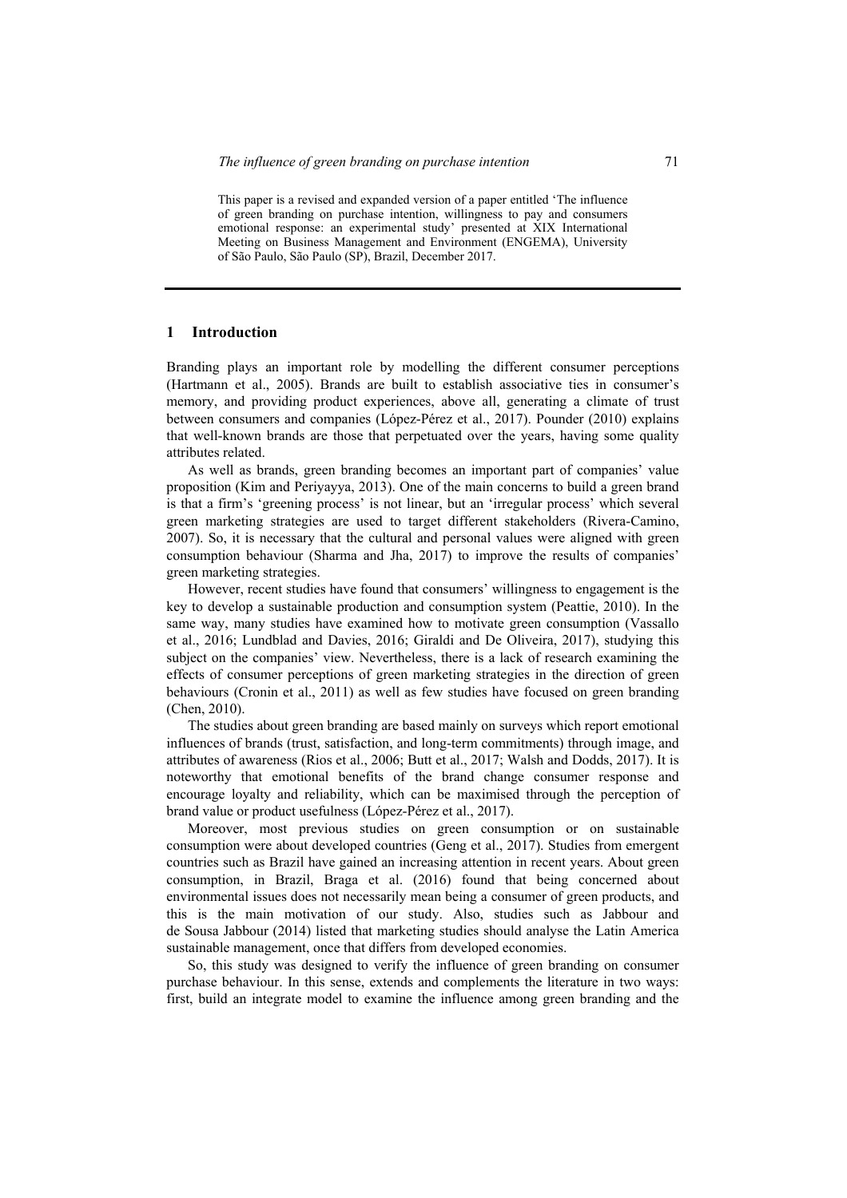This paper is a revised and expanded version of a paper entitled 'The influence of green branding on purchase intention, willingness to pay and consumers emotional response: an experimental study' presented at XIX International Meeting on Business Management and Environment (ENGEMA), University of São Paulo, São Paulo (SP), Brazil, December 2017.

## 1 Introduction

Branding plays an important role by modelling the different consumer perceptions (Hartmann et al., 2005). Brands are built to establish associative ties in consumer's memory, and providing product experiences, above all, generating a climate of trust between consumers and companies (López-Pérez et al., 2017). Pounder (2010) explains that well-known brands are those that perpetuated over the years, having some quality attributes related.

As well as brands, green branding becomes an important part of companies' value proposition (Kim and Periyayya, 2013). One of the main concerns to build a green brand is that a firm's 'greening process' is not linear, but an 'irregular process' which several green marketing strategies are used to target different stakeholders (Rivera-Camino, 2007). So, it is necessary that the cultural and personal values were aligned with green consumption behaviour (Sharma and Jha, 2017) to improve the results of companies' green marketing strategies.

However, recent studies have found that consumers' willingness to engagement is the key to develop a sustainable production and consumption system (Peattie, 2010). In the same way, many studies have examined how to motivate green consumption (Vassallo et al., 2016; Lundblad and Davies, 2016; Giraldi and De Oliveira, 2017), studying this subject on the companies' view. Nevertheless, there is a lack of research examining the effects of consumer perceptions of green marketing strategies in the direction of green behaviours (Cronin et al., 2011) as well as few studies have focused on green branding (Chen, 2010).

The studies about green branding are based mainly on surveys which report emotional influences of brands (trust, satisfaction, and long-term commitments) through image, and attributes of awareness (Rios et al., 2006; Butt et al., 2017; Walsh and Dodds, 2017). It is noteworthy that emotional benefits of the brand change consumer response and encourage loyalty and reliability, which can be maximised through the perception of brand value or product usefulness (López-Pérez et al., 2017).

Moreover, most previous studies on green consumption or on sustainable consumption were about developed countries (Geng et al., 2017). Studies from emergent countries such as Brazil have gained an increasing attention in recent years. About green consumption, in Brazil, Braga et al. (2016) found that being concerned about environmental issues does not necessarily mean being a consumer of green products, and this is the main motivation of our study. Also, studies such as Jabbour and de Sousa Jabbour (2014) listed that marketing studies should analyse the Latin America sustainable management, once that differs from developed economies.

So, this study was designed to verify the influence of green branding on consumer purchase behaviour. In this sense, extends and complements the literature in two ways: first, build an integrate model to examine the influence among green branding and the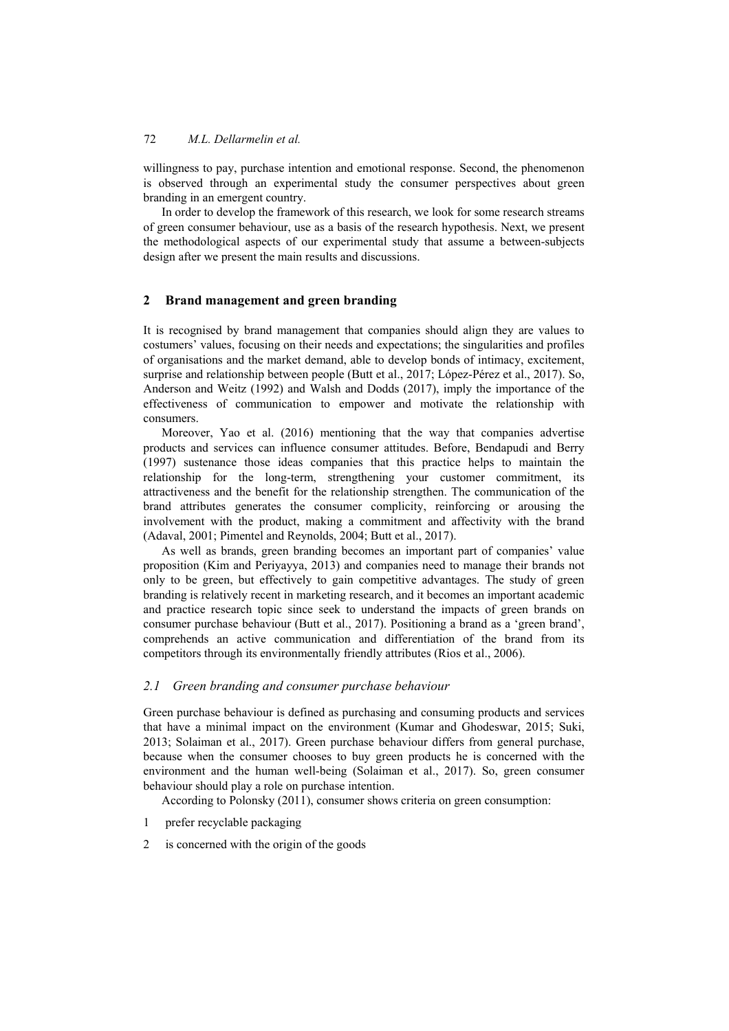willingness to pay, purchase intention and emotional response. Second, the phenomenon is observed through an experimental study the consumer perspectives about green branding in an emergent country.

In order to develop the framework of this research, we look for some research streams of green consumer behaviour, use as a basis of the research hypothesis. Next, we present the methodological aspects of our experimental study that assume a between-subjects design after we present the main results and discussions.

## 2 Brand management and green branding

It is recognised by brand management that companies should align they are values to costumers' values, focusing on their needs and expectations; the singularities and profiles of organisations and the market demand, able to develop bonds of intimacy, excitement, surprise and relationship between people (Butt et al., 2017; López-Pérez et al., 2017). So, Anderson and Weitz (1992) and Walsh and Dodds (2017), imply the importance of the effectiveness of communication to empower and motivate the relationship with consumers.

Moreover, Yao et al. (2016) mentioning that the way that companies advertise products and services can influence consumer attitudes. Before, Bendapudi and Berry (1997) sustenance those ideas companies that this practice helps to maintain the relationship for the long-term, strengthening your customer commitment, its attractiveness and the benefit for the relationship strengthen. The communication of the brand attributes generates the consumer complicity, reinforcing or arousing the involvement with the product, making a commitment and affectivity with the brand (Adaval, 2001; Pimentel and Reynolds, 2004; Butt et al., 2017).

As well as brands, green branding becomes an important part of companies' value proposition (Kim and Periyayya, 2013) and companies need to manage their brands not only to be green, but effectively to gain competitive advantages. The study of green branding is relatively recent in marketing research, and it becomes an important academic and practice research topic since seek to understand the impacts of green brands on consumer purchase behaviour (Butt et al., 2017). Positioning a brand as a 'green brand', comprehends an active communication and differentiation of the brand from its competitors through its environmentally friendly attributes (Rios et al., 2006).

### *2.1 Green branding and consumer purchase behaviour*

Green purchase behaviour is defined as purchasing and consuming products and services that have a minimal impact on the environment (Kumar and Ghodeswar, 2015; Suki, 2013; Solaiman et al., 2017). Green purchase behaviour differs from general purchase, because when the consumer chooses to buy green products he is concerned with the environment and the human well-being (Solaiman et al., 2017). So, green consumer behaviour should play a role on purchase intention.

According to Polonsky (2011), consumer shows criteria on green consumption:

1 prefer recyclable packaging

2 is concerned with the origin of the goods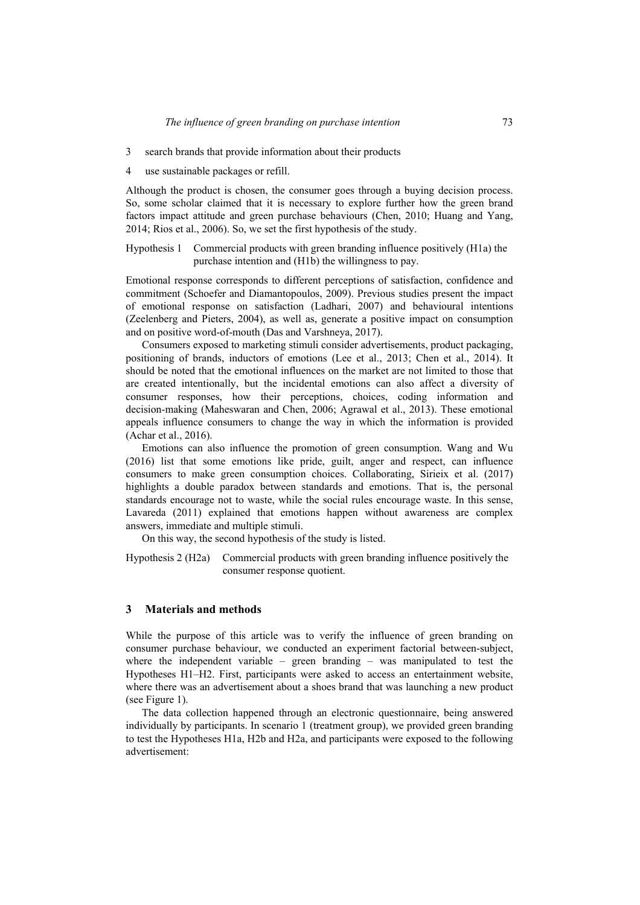3 search brands that provide information about their products

4 use sustainable packages or refill.

Although the product is chosen, the consumer goes through a buying decision process. So, some scholar claimed that it is necessary to explore further how the green brand factors impact attitude and green purchase behaviours (Chen, 2010; Huang and Yang, 2014; Rios et al., 2006). So, we set the first hypothesis of the study.

Hypothesis 1 Commercial products with green branding influence positively (H1a) the purchase intention and (H1b) the willingness to pay.

Emotional response corresponds to different perceptions of satisfaction, confidence and commitment (Schoefer and Diamantopoulos, 2009). Previous studies present the impact of emotional response on satisfaction (Ladhari, 2007) and behavioural intentions (Zeelenberg and Pieters, 2004), as well as, generate a positive impact on consumption and on positive word-of-mouth (Das and Varshneya, 2017).

Consumers exposed to marketing stimuli consider advertisements, product packaging, positioning of brands, inductors of emotions (Lee et al., 2013; Chen et al., 2014). It should be noted that the emotional influences on the market are not limited to those that are created intentionally, but the incidental emotions can also affect a diversity of consumer responses, how their perceptions, choices, coding information and decision-making (Maheswaran and Chen, 2006; Agrawal et al., 2013). These emotional appeals influence consumers to change the way in which the information is provided (Achar et al., 2016).

Emotions can also influence the promotion of green consumption. Wang and Wu (2016) list that some emotions like pride, guilt, anger and respect, can influence consumers to make green consumption choices. Collaborating, Sirieix et al. (2017) highlights a double paradox between standards and emotions. That is, the personal standards encourage not to waste, while the social rules encourage waste. In this sense, Lavareda (2011) explained that emotions happen without awareness are complex answers, immediate and multiple stimuli.

On this way, the second hypothesis of the study is listed.

Hypothesis 2 (H2a) Commercial products with green branding influence positively the consumer response quotient.

## 3 Materials and methods

While the purpose of this article was to verify the influence of green branding on consumer purchase behaviour, we conducted an experiment factorial between-subject, where the independent variable – green branding – was manipulated to test the Hypotheses H1–H2. First, participants were asked to access an entertainment website, where there was an advertisement about a shoes brand that was launching a new product (see Figure 1).

The data collection happened through an electronic questionnaire, being answered individually by participants. In scenario 1 (treatment group), we provided green branding to test the Hypotheses H1a, H2b and H2a, and participants were exposed to the following advertisement: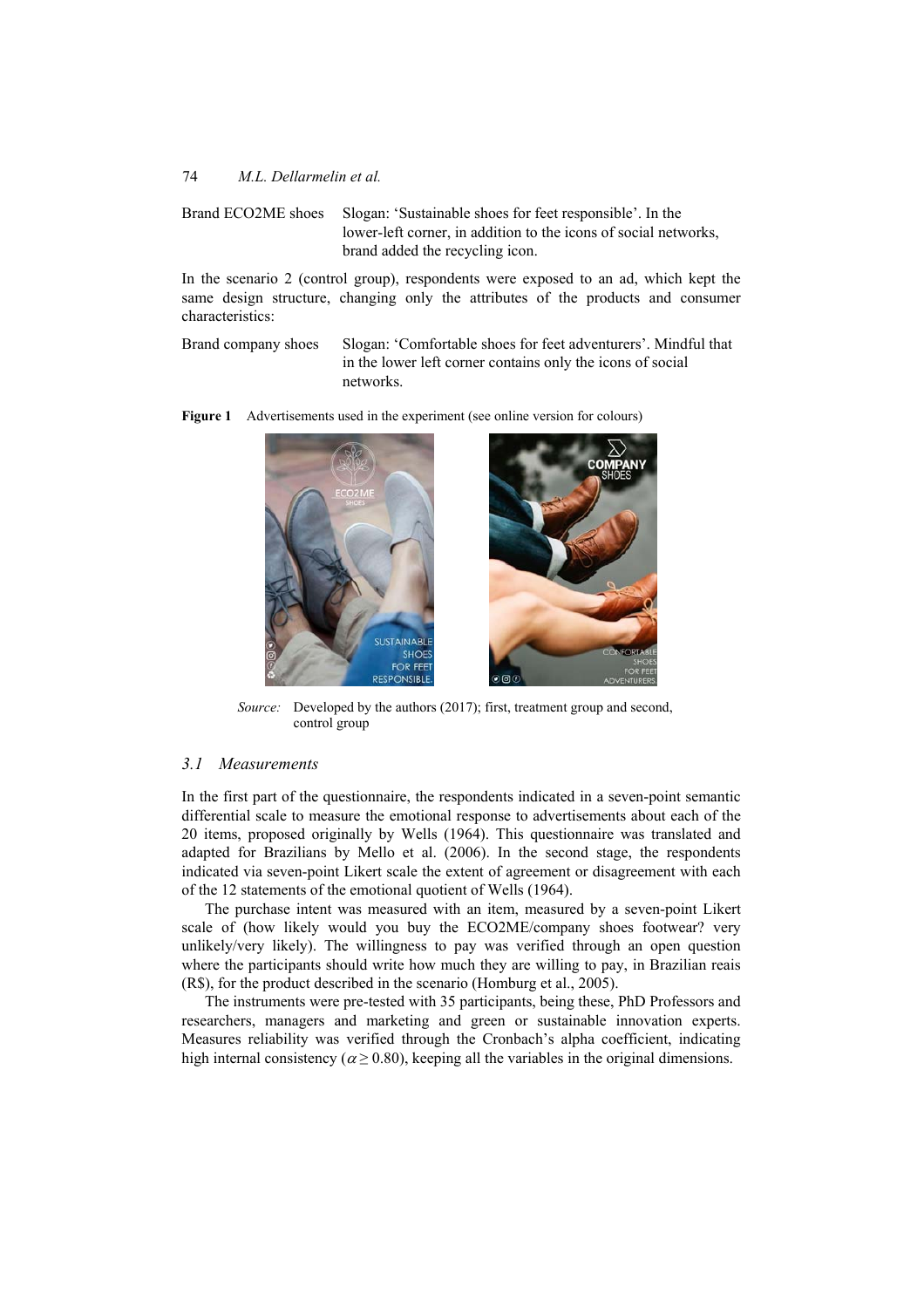Brand ECO2ME shoes — Slogan: 'Sustainable shoes for feet responsible'. In the lower-left corner, in addition to the icons of social networks, brand added the recycling icon.

In the scenario 2 (control group), respondents were exposed to an ad, which kept the same design structure, changing only the attributes of the products and consumer characteristics:

Brand company shoes — Slogan: 'Comfortable shoes for feet adventurers'. Mindful that in the lower left corner contains only the icons of social networks.

**Figure 1** Advertisements used in the experiment (see online version for colours)

*Source:* Developed by the authors (2017); first, treatment group and second, control group

### *3.1 Measurements*

In the first part of the questionnaire, the respondents indicated in a seven-point semantic differential scale to measure the emotional response to advertisements about each of the 20 items, proposed originally by Wells (1964). This questionnaire was translated and adapted for Brazilians by Mello et al. (2006). In the second stage, the respondents indicated via seven-point Likert scale the extent of agreement or disagreement with each of the 12 statements of the emotional quotient of Wells (1964).

The purchase intent was measured with an item, measured by a seven-point Likert scale of (how likely would you buy the ECO2ME/company shoes footwear? very unlikely/very likely). The willingness to pay was verified through an open question where the participants should write how much they are willing to pay, in Brazilian reais (R$), for the product described in the scenario (Homburg et al., 2005).

The instruments were pre-tested with 35 participants, being these, PhD Professors and researchers, managers and marketing and green or sustainable innovation experts. Measures reliability was verified through the Cronbach's alpha coefficient, indicating high internal consistency ($\alpha \geq 0.80$), keeping all the variables in the original dimensions.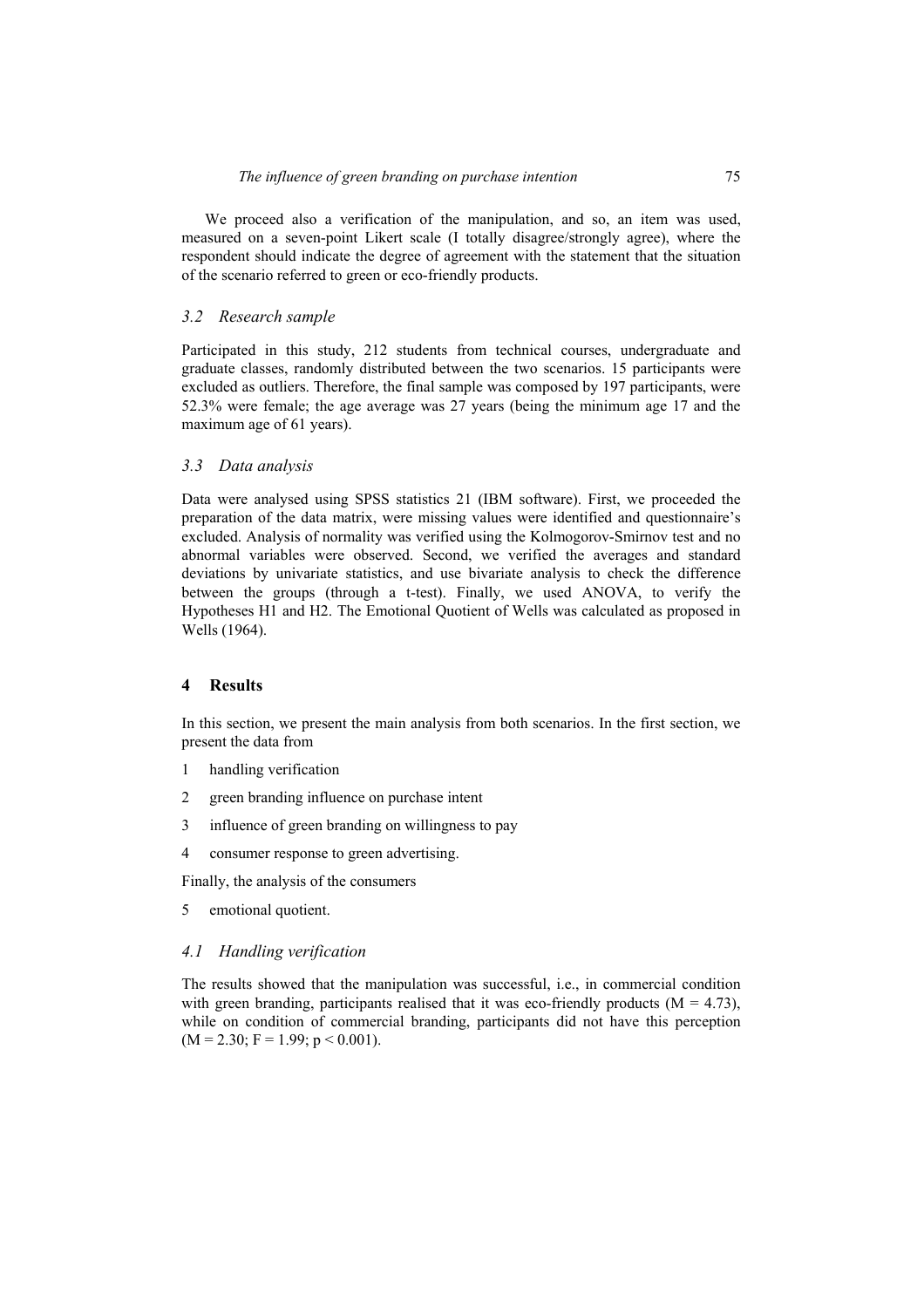We proceed also a verification of the manipulation, and so, an item was used, measured on a seven-point Likert scale (I totally disagree/strongly agree), where the respondent should indicate the degree of agreement with the statement that the situation of the scenario referred to green or eco-friendly products.

### *3.2 Research sample*

Participated in this study, 212 students from technical courses, undergraduate and graduate classes, randomly distributed between the two scenarios. 15 participants were excluded as outliers. Therefore, the final sample was composed by 197 participants, were 52.3% were female; the age average was 27 years (being the minimum age 17 and the maximum age of 61 years).

### *3.3 Data analysis*

Data were analysed using SPSS statistics 21 (IBM software). First, we proceeded the preparation of the data matrix, were missing values were identified and questionnaire's excluded. Analysis of normality was verified using the Kolmogorov-Smirnov test and no abnormal variables were observed. Second, we verified the averages and standard deviations by univariate statistics, and use bivariate analysis to check the difference between the groups (through a t-test). Finally, we used ANOVA, to verify the Hypotheses H1 and H2. The Emotional Quotient of Wells was calculated as proposed in Wells (1964).

## 4 Results

In this section, we present the main analysis from both scenarios. In the first section, we present the data from

1. handling verification
2. green branding influence on purchase intent
3. influence of green branding on willingness to pay
4. consumer response to green advertising.

Finally, the analysis of the consumers

5. emotional quotient.

### *4.1 Handling verification*

The results showed that the manipulation was successful, i.e., in commercial condition with green branding, participants realised that it was eco-friendly products ($M = 4.73$), while on condition of commercial branding, participants did not have this perception ($M = 2.30$; $F = 1.99$; $p < 0.001$).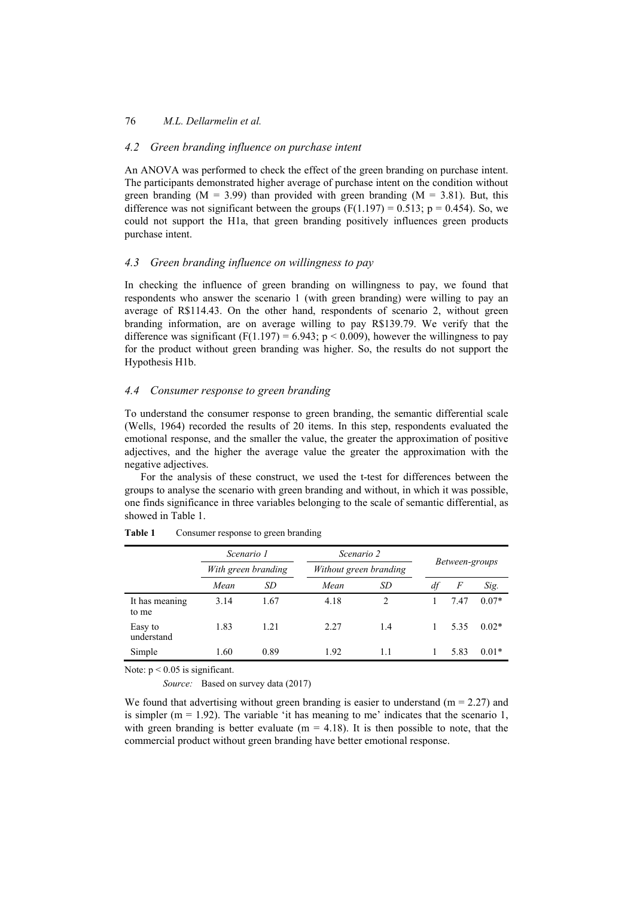### 4.2 Green branding influence on purchase intent

An ANOVA was performed to check the effect of the green branding on purchase intent. The participants demonstrated higher average of purchase intent on the condition without green branding (M = 3.99) than provided with green branding (M = 3.81). But, this difference was not significant between the groups ($F(1.197) = 0.513$; $p = 0.454$). So, we could not support the H1a, that green branding positively influences green products purchase intent.

### 4.3 Green branding influence on willingness to pay

In checking the influence of green branding on willingness to pay, we found that respondents who answer the scenario 1 (with green branding) were willing to pay an average of R$114.43. On the other hand, respondents of scenario 2, without green branding information, are on average willing to pay R$139.79. We verify that the difference was significant ($F(1.197) = 6.943$; $p < 0.009$), however the willingness to pay for the product without green branding was higher. So, the results do not support the Hypothesis H1b.

### 4.4 Consumer response to green branding

To understand the consumer response to green branding, the semantic differential scale (Wells, 1964) recorded the results of 20 items. In this step, respondents evaluated the emotional response, and the smaller the value, the greater the approximation of positive adjectives, and the higher the average value the greater the approximation with the negative adjectives.

For the analysis of these construct, we used the t-test for differences between the groups to analyse the scenario with green branding and without, in which it was possible, one finds significance in three variables belonging to the scale of semantic differential, as showed in Table 1.

**Table 1** Consumer response to green branding

| | *Scenario 1* *With green branding* | | *Scenario 2* *Without green branding* | | *Between-groups* | | |
|---|---|---|---|---|---|---|---|
| | *Mean* | *SD* | *Mean* | *SD* | *df* | *F* | *Sig.* |
| It has meaning to me | 3.14 | 1.67 | 4.18 | 2 | 1 | 7.47 | 0.07* |
| Easy to understand | 1.83 | 1.21 | 2.27 | 1.4 | 1 | 5.35 | 0.02* |
| Simple | 1.60 | 0.89 | 1.92 | 1.1 | 1 | 5.83 | 0.01* |

Note: $p < 0.05$ is significant.

*Source:* Based on survey data (2017)

We found that advertising without green branding is easier to understand (m = 2.27) and is simpler (m = 1.92). The variable 'it has meaning to me' indicates that the scenario 1, with green branding is better evaluate (m = 4.18). It is then possible to note, that the commercial product without green branding have better emotional response.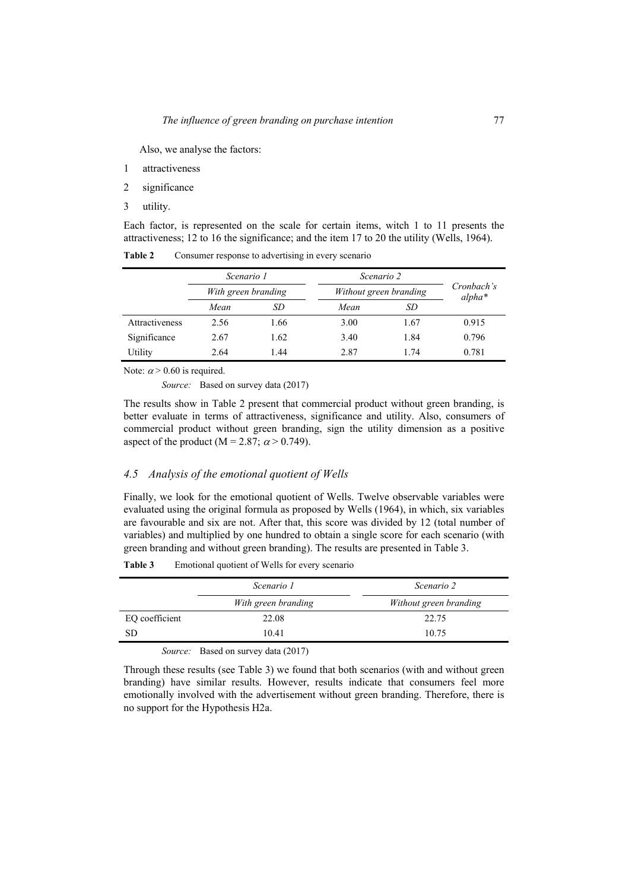Also, we analyse the factors:

1 attractiveness
2 significance
3 utility.

Each factor, is represented on the scale for certain items, witch 1 to 11 presents the attractiveness; 12 to 16 the significance; and the item 17 to 20 the utility (Wells, 1964).

**Table 2** Consumer response to advertising in every scenario

| | *Scenario 1* | | *Scenario 2* | | *Cronbach's alpha\** |
|---|---|---|---|---|---|
| | *With green branding* | | *Without green branding* | | |
| | *Mean* | *SD* | *Mean* | *SD* | |
| Attractiveness | 2.56 | 1.66 | 3.00 | 1.67 | 0.915 |
| Significance | 2.67 | 1.62 | 3.40 | 1.84 | 0.796 |
| Utility | 2.64 | 1.44 | 2.87 | 1.74 | 0.781 |

Note: $\alpha > 0.60$ is required.

*Source:* Based on survey data (2017)

The results show in Table 2 present that commercial product without green branding, is better evaluate in terms of attractiveness, significance and utility. Also, consumers of commercial product without green branding, sign the utility dimension as a positive aspect of the product (M = 2.87; $\alpha > 0.749$).

### 4.5 *Analysis of the emotional quotient of Wells*

Finally, we look for the emotional quotient of Wells. Twelve observable variables were evaluated using the original formula as proposed by Wells (1964), in which, six variables are favourable and six are not. After that, this score was divided by 12 (total number of variables) and multiplied by one hundred to obtain a single score for each scenario (with green branding and without green branding). The results are presented in Table 3.

**Table 3** Emotional quotient of Wells for every scenario

| | *Scenario 1* | *Scenario 2* |
|---|---|---|
| | *With green branding* | *Without green branding* |
| EQ coefficient | 22.08 | 22.75 |
| SD | 10.41 | 10.75 |

*Source:* Based on survey data (2017)

Through these results (see Table 3) we found that both scenarios (with and without green branding) have similar results. However, results indicate that consumers feel more emotionally involved with the advertisement without green branding. Therefore, there is no support for the Hypothesis H2a.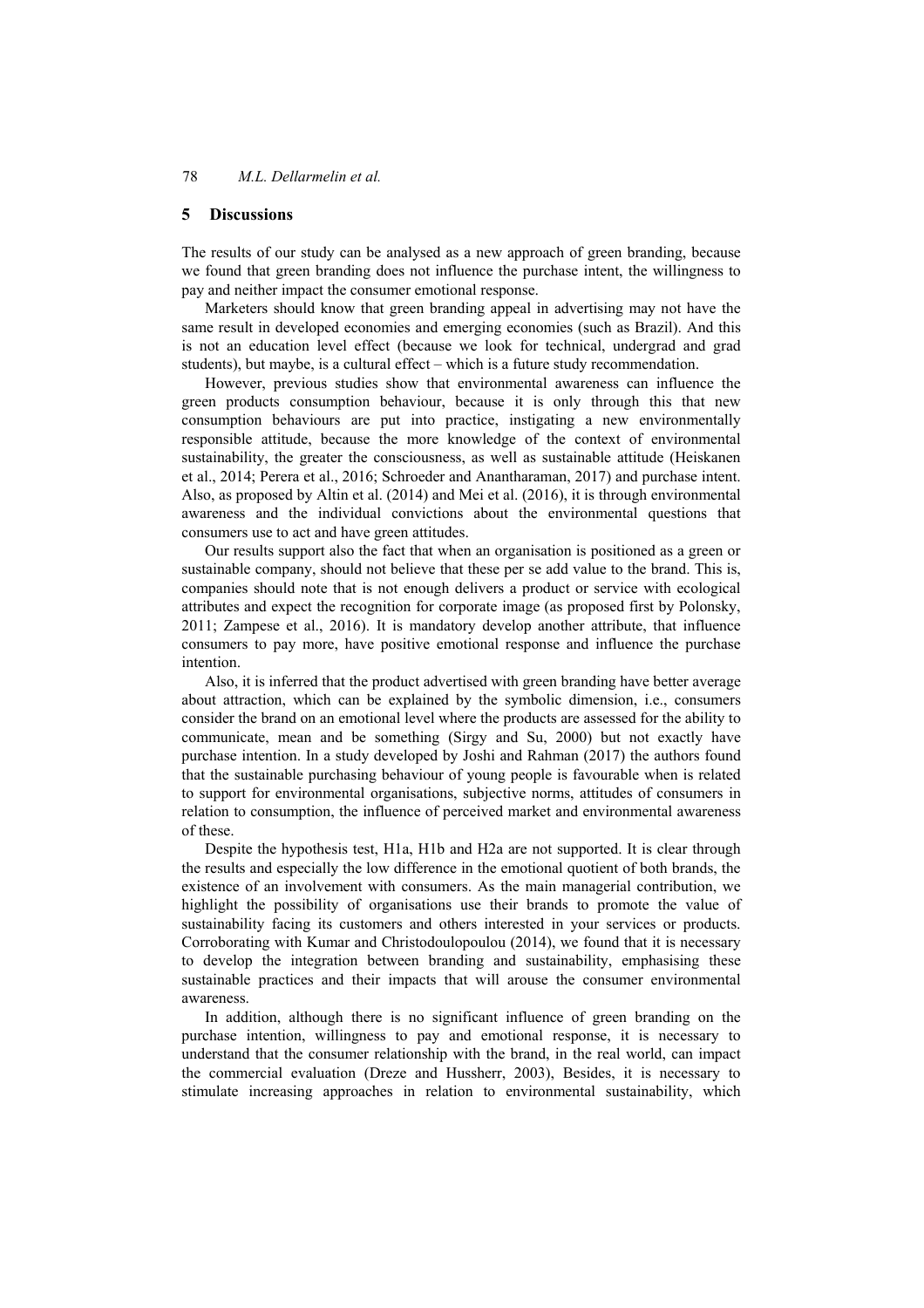## 5 Discussions

The results of our study can be analysed as a new approach of green branding, because we found that green branding does not influence the purchase intent, the willingness to pay and neither impact the consumer emotional response.

Marketers should know that green branding appeal in advertising may not have the same result in developed economies and emerging economies (such as Brazil). And this is not an education level effect (because we look for technical, undergrad and grad students), but maybe, is a cultural effect – which is a future study recommendation.

However, previous studies show that environmental awareness can influence the green products consumption behaviour, because it is only through this that new consumption behaviours are put into practice, instigating a new environmentally responsible attitude, because the more knowledge of the context of environmental sustainability, the greater the consciousness, as well as sustainable attitude (Heiskanen et al., 2014; Perera et al., 2016; Schroeder and Anantharaman, 2017) and purchase intent. Also, as proposed by Altin et al. (2014) and Mei et al. (2016), it is through environmental awareness and the individual convictions about the environmental questions that consumers use to act and have green attitudes.

Our results support also the fact that when an organisation is positioned as a green or sustainable company, should not believe that these per se add value to the brand. This is, companies should note that is not enough delivers a product or service with ecological attributes and expect the recognition for corporate image (as proposed first by Polonsky, 2011; Zampese et al., 2016). It is mandatory develop another attribute, that influence consumers to pay more, have positive emotional response and influence the purchase intention.

Also, it is inferred that the product advertised with green branding have better average about attraction, which can be explained by the symbolic dimension, i.e., consumers consider the brand on an emotional level where the products are assessed for the ability to communicate, mean and be something (Sirgy and Su, 2000) but not exactly have purchase intention. In a study developed by Joshi and Rahman (2017) the authors found that the sustainable purchasing behaviour of young people is favourable when is related to support for environmental organisations, subjective norms, attitudes of consumers in relation to consumption, the influence of perceived market and environmental awareness of these.

Despite the hypothesis test, H1a, H1b and H2a are not supported. It is clear through the results and especially the low difference in the emotional quotient of both brands, the existence of an involvement with consumers. As the main managerial contribution, we highlight the possibility of organisations use their brands to promote the value of sustainability facing its customers and others interested in your services or products. Corroborating with Kumar and Christodoulopoulou (2014), we found that it is necessary to develop the integration between branding and sustainability, emphasising these sustainable practices and their impacts that will arouse the consumer environmental awareness.

In addition, although there is no significant influence of green branding on the purchase intention, willingness to pay and emotional response, it is necessary to understand that the consumer relationship with the brand, in the real world, can impact the commercial evaluation (Dreze and Hussherr, 2003), Besides, it is necessary to stimulate increasing approaches in relation to environmental sustainability, which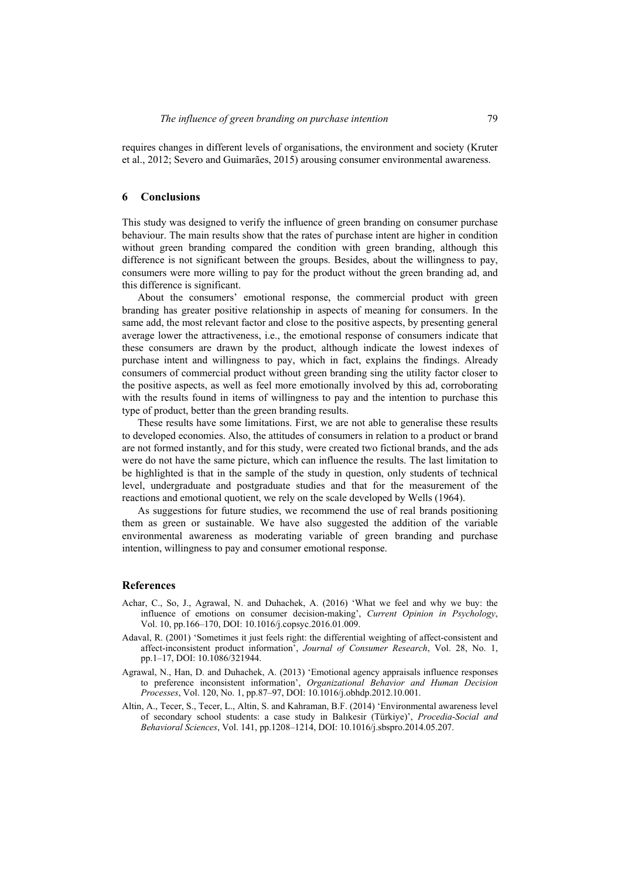requires changes in different levels of organisations, the environment and society (Kruter et al., 2012; Severo and Guimarães, 2015) arousing consumer environmental awareness.

## 6 Conclusions

This study was designed to verify the influence of green branding on consumer purchase behaviour. The main results show that the rates of purchase intent are higher in condition without green branding compared the condition with green branding, although this difference is not significant between the groups. Besides, about the willingness to pay, consumers were more willing to pay for the product without the green branding ad, and this difference is significant.

About the consumers' emotional response, the commercial product with green branding has greater positive relationship in aspects of meaning for consumers. In the same add, the most relevant factor and close to the positive aspects, by presenting general average lower the attractiveness, i.e., the emotional response of consumers indicate that these consumers are drawn by the product, although indicate the lowest indexes of purchase intent and willingness to pay, which in fact, explains the findings. Already consumers of commercial product without green branding sing the utility factor closer to the positive aspects, as well as feel more emotionally involved by this ad, corroborating with the results found in items of willingness to pay and the intention to purchase this type of product, better than the green branding results.

These results have some limitations. First, we are not able to generalise these results to developed economies. Also, the attitudes of consumers in relation to a product or brand are not formed instantly, and for this study, were created two fictional brands, and the ads were do not have the same picture, which can influence the results. The last limitation to be highlighted is that in the sample of the study in question, only students of technical level, undergraduate and postgraduate studies and that for the measurement of the reactions and emotional quotient, we rely on the scale developed by Wells (1964).

As suggestions for future studies, we recommend the use of real brands positioning them as green or sustainable. We have also suggested the addition of the variable environmental awareness as moderating variable of green branding and purchase intention, willingness to pay and consumer emotional response.

## References

Achar, C., So, J., Agrawal, N. and Duhachek, A. (2016) 'What we feel and why we buy: the influence of emotions on consumer decision-making', *Current Opinion in Psychology*, Vol. 10, pp.166–170, DOI: 10.1016/j.copsyc.2016.01.009.

Adaval, R. (2001) 'Sometimes it just feels right: the differential weighting of affect-consistent and affect-inconsistent product information', *Journal of Consumer Research*, Vol. 28, No. 1, pp.1–17, DOI: 10.1086/321944.

Agrawal, N., Han, D. and Duhachek, A. (2013) 'Emotional agency appraisals influence responses to preference inconsistent information', *Organizational Behavior and Human Decision Processes*, Vol. 120, No. 1, pp.87–97, DOI: 10.1016/j.obhdp.2012.10.001.

Altin, A., Tecer, S., Tecer, L., Altin, S. and Kahraman, B.F. (2014) 'Environmental awareness level of secondary school students: a case study in Balıkesir (Türkiye)', *Procedia-Social and Behavioral Sciences*, Vol. 141, pp.1208–1214, DOI: 10.1016/j.sbspro.2014.05.207.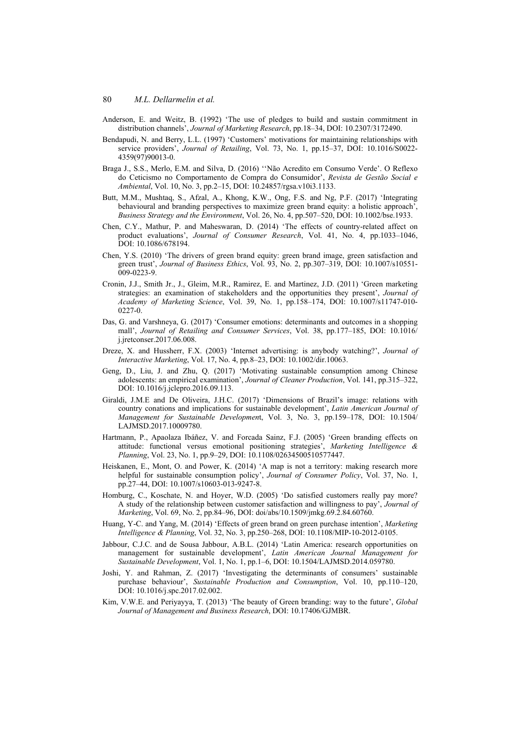Anderson, E. and Weitz, B. (1992) 'The use of pledges to build and sustain commitment in distribution channels', *Journal of Marketing Research*, pp.18–34, DOI: 10.2307/3172490.

Bendapudi, N. and Berry, L.L. (1997) 'Customers' motivations for maintaining relationships with service providers', *Journal of Retailing*, Vol. 73, No. 1, pp.15–37, DOI: 10.1016/S0022-4359(97)90013-0.

Braga J., S.S., Merlo, E.M. and Silva, D. (2016) ''Não Acredito em Consumo Verde'. O Reflexo do Ceticismo no Comportamento de Compra do Consumidor', *Revista de Gestão Social e Ambiental*, Vol. 10, No. 3, pp.2–15, DOI: 10.24857/rgsa.v10i3.1133.

Butt, M.M., Mushtaq, S., Afzal, A., Khong, K.W., Ong, F.S. and Ng, P.F. (2017) 'Integrating behavioural and branding perspectives to maximize green brand equity: a holistic approach', *Business Strategy and the Environment*, Vol. 26, No. 4, pp.507–520, DOI: 10.1002/bse.1933.

Chen, C.Y., Mathur, P. and Maheswaran, D. (2014) 'The effects of country-related affect on product evaluations', *Journal of Consumer Research*, Vol. 41, No. 4, pp.1033–1046, DOI: 10.1086/678194.

Chen, Y.S. (2010) 'The drivers of green brand equity: green brand image, green satisfaction and green trust', *Journal of Business Ethics*, Vol. 93, No. 2, pp.307–319, DOI: 10.1007/s10551-009-0223-9.

Cronin, J.J., Smith Jr., J., Gleim, M.R., Ramirez, E. and Martinez, J.D. (2011) 'Green marketing strategies: an examination of stakeholders and the opportunities they present', *Journal of Academy of Marketing Science*, Vol. 39, No. 1, pp.158–174, DOI: 10.1007/s11747-010-0227-0.

Das, G. and Varshneya, G. (2017) 'Consumer emotions: determinants and outcomes in a shopping mall', *Journal of Retailing and Consumer Services*, Vol. 38, pp.177–185, DOI: 10.1016/j.jretconser.2017.06.008.

Dreze, X. and Hussherr, F.X. (2003) 'Internet advertising: is anybody watching?', *Journal of Interactive Marketing*, Vol. 17, No. 4, pp.8–23, DOI: 10.1002/dir.10063.

Geng, D., Liu, J. and Zhu, Q. (2017) 'Motivating sustainable consumption among Chinese adolescents: an empirical examination', *Journal of Cleaner Production*, Vol. 141, pp.315–322, DOI: 10.1016/j.jclepro.2016.09.113.

Giraldi, J.M.E and De Oliveira, J.H.C. (2017) 'Dimensions of Brazil's image: relations with country conations and implications for sustainable development', *Latin American Journal of Management for Sustainable Developmen*t, Vol. 3, No. 3, pp.159–178, DOI: 10.1504/LAJMSD.2017.10009780.

Hartmann, P., Apaolaza Ibáñez, V. and Forcada Sainz, F.J. (2005) 'Green branding effects on attitude: functional versus emotional positioning strategies', *Marketing Intelligence & Planning*, Vol. 23, No. 1, pp.9–29, DOI: 10.1108/02634500510577447.

Heiskanen, E., Mont, O. and Power, K. (2014) 'A map is not a territory: making research more helpful for sustainable consumption policy', *Journal of Consumer Policy*, Vol. 37, No. 1, pp.27–44, DOI: 10.1007/s10603-013-9247-8.

Homburg, C., Koschate, N. and Hoyer, W.D. (2005) 'Do satisfied customers really pay more? A study of the relationship between customer satisfaction and willingness to pay', *Journal of Marketing*, Vol. 69, No. 2, pp.84–96, DOI: doi/abs/10.1509/jmkg.69.2.84.60760.

Huang, Y-C. and Yang, M. (2014) 'Effects of green brand on green purchase intention', *Marketing Intelligence & Planning*, Vol. 32, No. 3, pp.250–268, DOI: 10.1108/MIP-10-2012-0105.

Jabbour, C.J.C. and de Sousa Jabbour, A.B.L. (2014) 'Latin America: research opportunities on management for sustainable development', *Latin American Journal Management for Sustainable Development*, Vol. 1, No. 1, pp.1–6, DOI: 10.1504/LAJMSD.2014.059780.

Joshi, Y. and Rahman, Z. (2017) 'Investigating the determinants of consumers' sustainable purchase behaviour', *Sustainable Production and Consumption*, Vol. 10, pp.110–120, DOI: 10.1016/j.spc.2017.02.002.

Kim, V.W.E. and Periyayya, T. (2013) 'The beauty of Green branding: way to the future', *Global Journal of Management and Business Research*, DOI: 10.17406/GJMBR.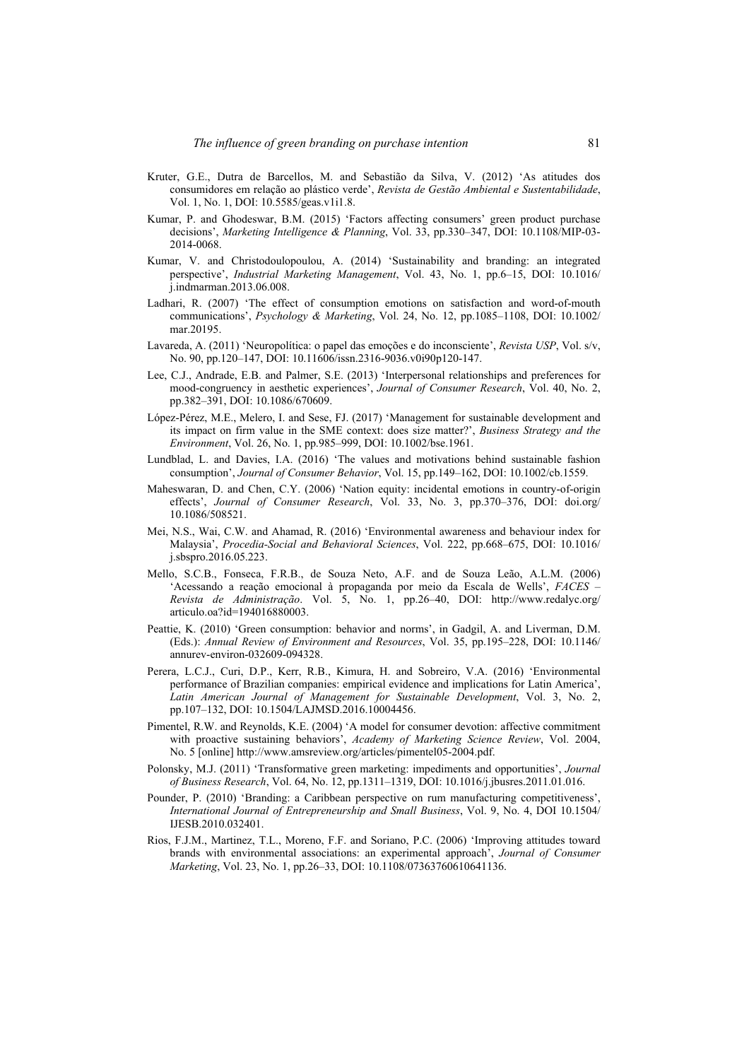Kruter, G.E., Dutra de Barcellos, M. and Sebastião da Silva, V. (2012) 'As atitudes dos consumidores em relação ao plástico verde', *Revista de Gestão Ambiental e Sustentabilidade*, Vol. 1, No. 1, DOI: 10.5585/geas.v1i1.8.

Kumar, P. and Ghodeswar, B.M. (2015) 'Factors affecting consumers' green product purchase decisions', *Marketing Intelligence & Planning*, Vol. 33, pp.330–347, DOI: 10.1108/MIP-03-2014-0068.

Kumar, V. and Christodoulopoulou, A. (2014) 'Sustainability and branding: an integrated perspective', *Industrial Marketing Management*, Vol. 43, No. 1, pp.6–15, DOI: 10.1016/j.indmarman.2013.06.008.

Ladhari, R. (2007) 'The effect of consumption emotions on satisfaction and word-of-mouth communications', *Psychology & Marketing*, Vol. 24, No. 12, pp.1085–1108, DOI: 10.1002/mar.20195.

Lavareda, A. (2011) 'Neuropolítica: o papel das emoções e do inconsciente', *Revista USP*, Vol. s/v, No. 90, pp.120–147, DOI: 10.11606/issn.2316-9036.v0i90p120-147.

Lee, C.J., Andrade, E.B. and Palmer, S.E. (2013) 'Interpersonal relationships and preferences for mood-congruency in aesthetic experiences', *Journal of Consumer Research*, Vol. 40, No. 2, pp.382–391, DOI: 10.1086/670609.

López-Pérez, M.E., Melero, I. and Sese, FJ. (2017) 'Management for sustainable development and its impact on firm value in the SME context: does size matter?', *Business Strategy and the Environment*, Vol. 26, No. 1, pp.985–999, DOI: 10.1002/bse.1961.

Lundblad, L. and Davies, I.A. (2016) 'The values and motivations behind sustainable fashion consumption', *Journal of Consumer Behavior*, Vol. 15, pp.149–162, DOI: 10.1002/cb.1559.

Maheswaran, D. and Chen, C.Y. (2006) 'Nation equity: incidental emotions in country-of-origin effects', *Journal of Consumer Research*, Vol. 33, No. 3, pp.370–376, DOI: doi.org/10.1086/508521.

Mei, N.S., Wai, C.W. and Ahamad, R. (2016) 'Environmental awareness and behaviour index for Malaysia', *Procedia-Social and Behavioral Sciences*, Vol. 222, pp.668–675, DOI: 10.1016/j.sbspro.2016.05.223.

Mello, S.C.B., Fonseca, F.R.B., de Souza Neto, A.F. and de Souza Leão, A.L.M. (2006) 'Acessando a reação emocional à propaganda por meio da Escala de Wells', *FACES – Revista de Administração*. Vol. 5, No. 1, pp.26–40, DOI: http://www.redalyc.org/articulo.oa?id=194016880003.

Peattie, K. (2010) 'Green consumption: behavior and norms', in Gadgil, A. and Liverman, D.M. (Eds.): *Annual Review of Environment and Resources*, Vol. 35, pp.195–228, DOI: 10.1146/annurev-environ-032609-094328.

Perera, L.C.J., Curi, D.P., Kerr, R.B., Kimura, H. and Sobreiro, V.A. (2016) 'Environmental performance of Brazilian companies: empirical evidence and implications for Latin America', *Latin American Journal of Management for Sustainable Development*, Vol. 3, No. 2, pp.107–132, DOI: 10.1504/LAJMSD.2016.10004456.

Pimentel, R.W. and Reynolds, K.E. (2004) 'A model for consumer devotion: affective commitment with proactive sustaining behaviors', *Academy of Marketing Science Review*, Vol. 2004, No. 5 [online] http://www.amsreview.org/articles/pimentel05-2004.pdf.

Polonsky, M.J. (2011) 'Transformative green marketing: impediments and opportunities', *Journal of Business Research*, Vol. 64, No. 12, pp.1311–1319, DOI: 10.1016/j.jbusres.2011.01.016.

Pounder, P. (2010) 'Branding: a Caribbean perspective on rum manufacturing competitiveness', *International Journal of Entrepreneurship and Small Business*, Vol. 9, No. 4, DOI 10.1504/IJESB.2010.032401.

Rios, F.J.M., Martinez, T.L., Moreno, F.F. and Soriano, P.C. (2006) 'Improving attitudes toward brands with environmental associations: an experimental approach', *Journal of Consumer Marketing*, Vol. 23, No. 1, pp.26–33, DOI: 10.1108/07363760610641136.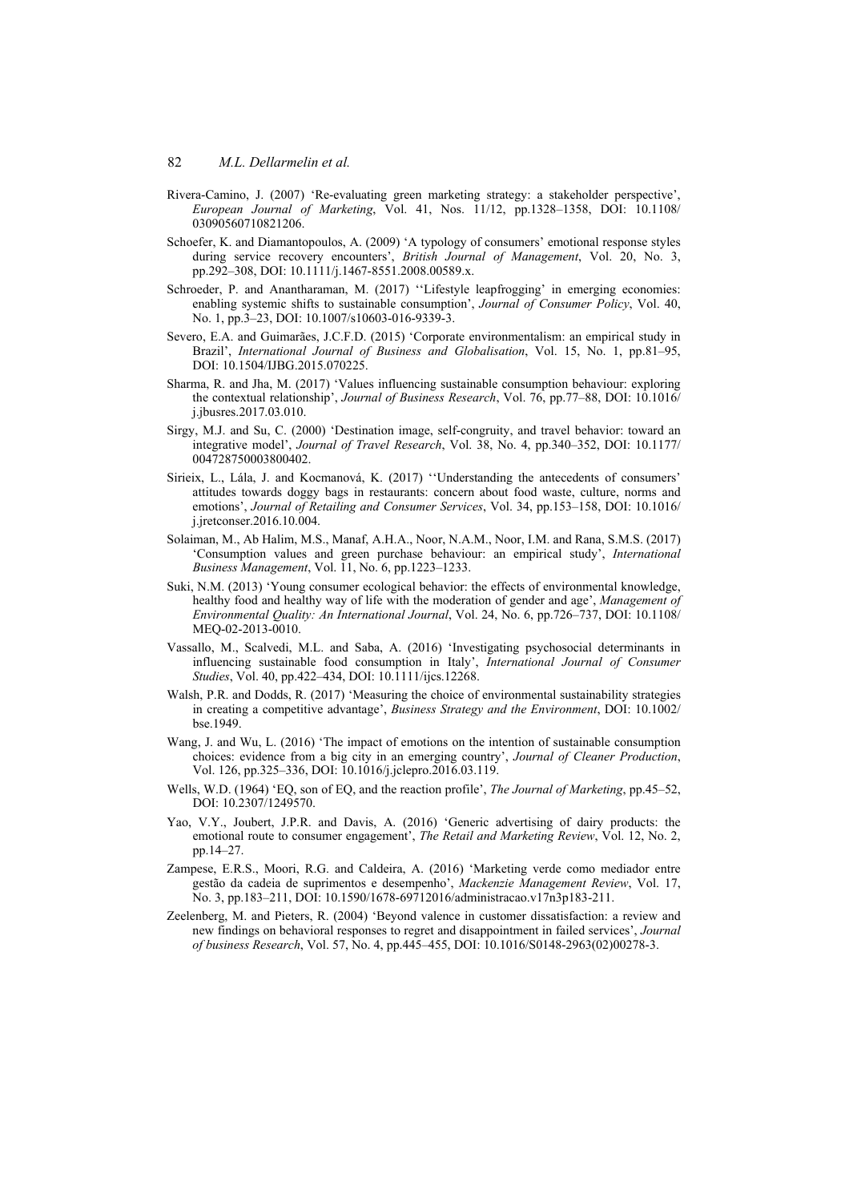Rivera-Camino, J. (2007) 'Re-evaluating green marketing strategy: a stakeholder perspective', *European Journal of Marketing*, Vol. 41, Nos. 11/12, pp.1328–1358, DOI: 10.1108/03090560710821206.

Schoefer, K. and Diamantopoulos, A. (2009) 'A typology of consumers' emotional response styles during service recovery encounters', *British Journal of Management*, Vol. 20, No. 3, pp.292–308, DOI: 10.1111/j.1467-8551.2008.00589.x.

Schroeder, P. and Anantharaman, M. (2017) ''Lifestyle leapfrogging' in emerging economies: enabling systemic shifts to sustainable consumption', *Journal of Consumer Policy*, Vol. 40, No. 1, pp.3–23, DOI: 10.1007/s10603-016-9339-3.

Severo, E.A. and Guimarães, J.C.F.D. (2015) 'Corporate environmentalism: an empirical study in Brazil', *International Journal of Business and Globalisation*, Vol. 15, No. 1, pp.81–95, DOI: 10.1504/IJBG.2015.070225.

Sharma, R. and Jha, M. (2017) 'Values influencing sustainable consumption behaviour: exploring the contextual relationship', *Journal of Business Research*, Vol. 76, pp.77–88, DOI: 10.1016/j.jbusres.2017.03.010.

Sirgy, M.J. and Su, C. (2000) 'Destination image, self-congruity, and travel behavior: toward an integrative model', *Journal of Travel Research*, Vol. 38, No. 4, pp.340–352, DOI: 10.1177/004728750003800402.

Sirieix, L., Lála, J. and Kocmanová, K. (2017) ''Understanding the antecedents of consumers' attitudes towards doggy bags in restaurants: concern about food waste, culture, norms and emotions', *Journal of Retailing and Consumer Services*, Vol. 34, pp.153–158, DOI: 10.1016/j.jretconser.2016.10.004.

Solaiman, M., Ab Halim, M.S., Manaf, A.H.A., Noor, N.A.M., Noor, I.M. and Rana, S.M.S. (2017) 'Consumption values and green purchase behaviour: an empirical study', *International Business Management*, Vol. 11, No. 6, pp.1223–1233.

Suki, N.M. (2013) 'Young consumer ecological behavior: the effects of environmental knowledge, healthy food and healthy way of life with the moderation of gender and age', *Management of Environmental Quality: An International Journal*, Vol. 24, No. 6, pp.726–737, DOI: 10.1108/MEQ-02-2013-0010.

Vassallo, M., Scalvedi, M.L. and Saba, A. (2016) 'Investigating psychosocial determinants in influencing sustainable food consumption in Italy', *International Journal of Consumer Studies*, Vol. 40, pp.422–434, DOI: 10.1111/ijcs.12268.

Walsh, P.R. and Dodds, R. (2017) 'Measuring the choice of environmental sustainability strategies in creating a competitive advantage', *Business Strategy and the Environment*, DOI: 10.1002/bse.1949.

Wang, J. and Wu, L. (2016) 'The impact of emotions on the intention of sustainable consumption choices: evidence from a big city in an emerging country', *Journal of Cleaner Production*, Vol. 126, pp.325–336, DOI: 10.1016/j.jclepro.2016.03.119.

Wells, W.D. (1964) 'EQ, son of EQ, and the reaction profile', *The Journal of Marketing*, pp.45–52, DOI: 10.2307/1249570.

Yao, V.Y., Joubert, J.P.R. and Davis, A. (2016) 'Generic advertising of dairy products: the emotional route to consumer engagement', *The Retail and Marketing Review*, Vol. 12, No. 2, pp.14–27.

Zampese, E.R.S., Moori, R.G. and Caldeira, A. (2016) 'Marketing verde como mediador entre gestão da cadeia de suprimentos e desempenho', *Mackenzie Management Review*, Vol. 17, No. 3, pp.183–211, DOI: 10.1590/1678-69712016/administracao.v17n3p183-211.

Zeelenberg, M. and Pieters, R. (2004) 'Beyond valence in customer dissatisfaction: a review and new findings on behavioral responses to regret and disappointment in failed services', *Journal of business Research*, Vol. 57, No. 4, pp.445–455, DOI: 10.1016/S0148-2963(02)00278-3.